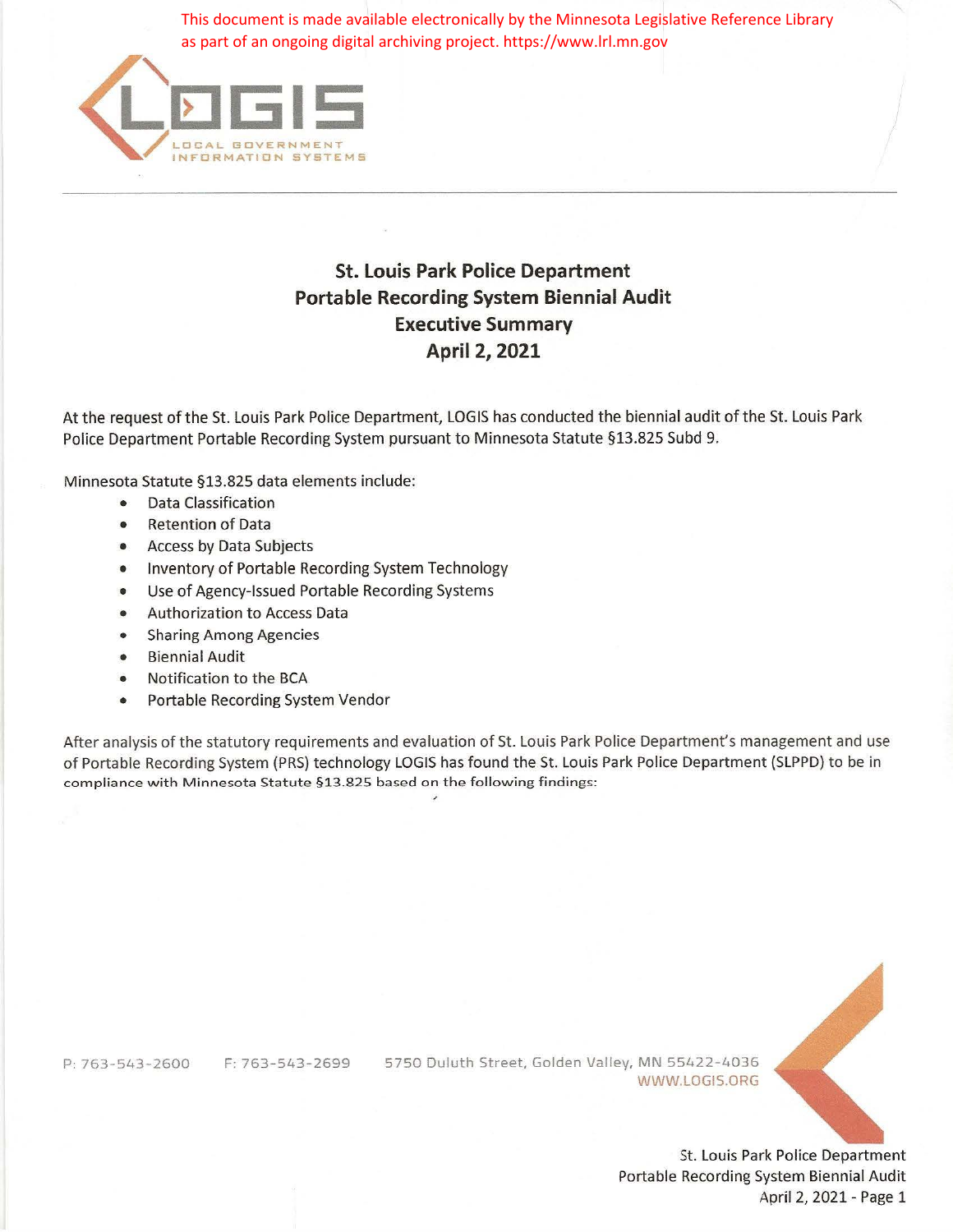This document is made available electronically by the Minnesota Legislative Reference Library as part of an ongoing digital archiving project. https://www.lrl.mn.gov

LOGIS
LOCAL GOVERNMENT INFORMATION SYSTEMS

# St. Louis Park Police Department Portable Recording System Biennial Audit Executive Summary April 2, 2021

At the request of the St. Louis Park Police Department, LOGIS has conducted the biennial audit of the St. Louis Park Police Department Portable Recording System pursuant to Minnesota Statute §13.825 Subd 9.

Minnesota Statute §13.825 data elements include:

- Data Classification
- Retention of Data
- Access by Data Subjects
- Inventory of Portable Recording System Technology
- Use of Agency-Issued Portable Recording Systems
- Authorization to Access Data
- Sharing Among Agencies
- Biennial Audit
- Notification to the BCA
- Portable Recording System Vendor

After analysis of the statutory requirements and evaluation of St. Louis Park Police Department's management and use of Portable Recording System (PRS) technology LOGIS has found the St. Louis Park Police Department (SLPPD) to be in compliance with Minnesota Statute §13.825 based on the following findings:

P: 763-543-2600 F: 763-543-2699 5750 Duluth Street, Golden Valley, MN 55422-4036
WWW.LOGIS.ORG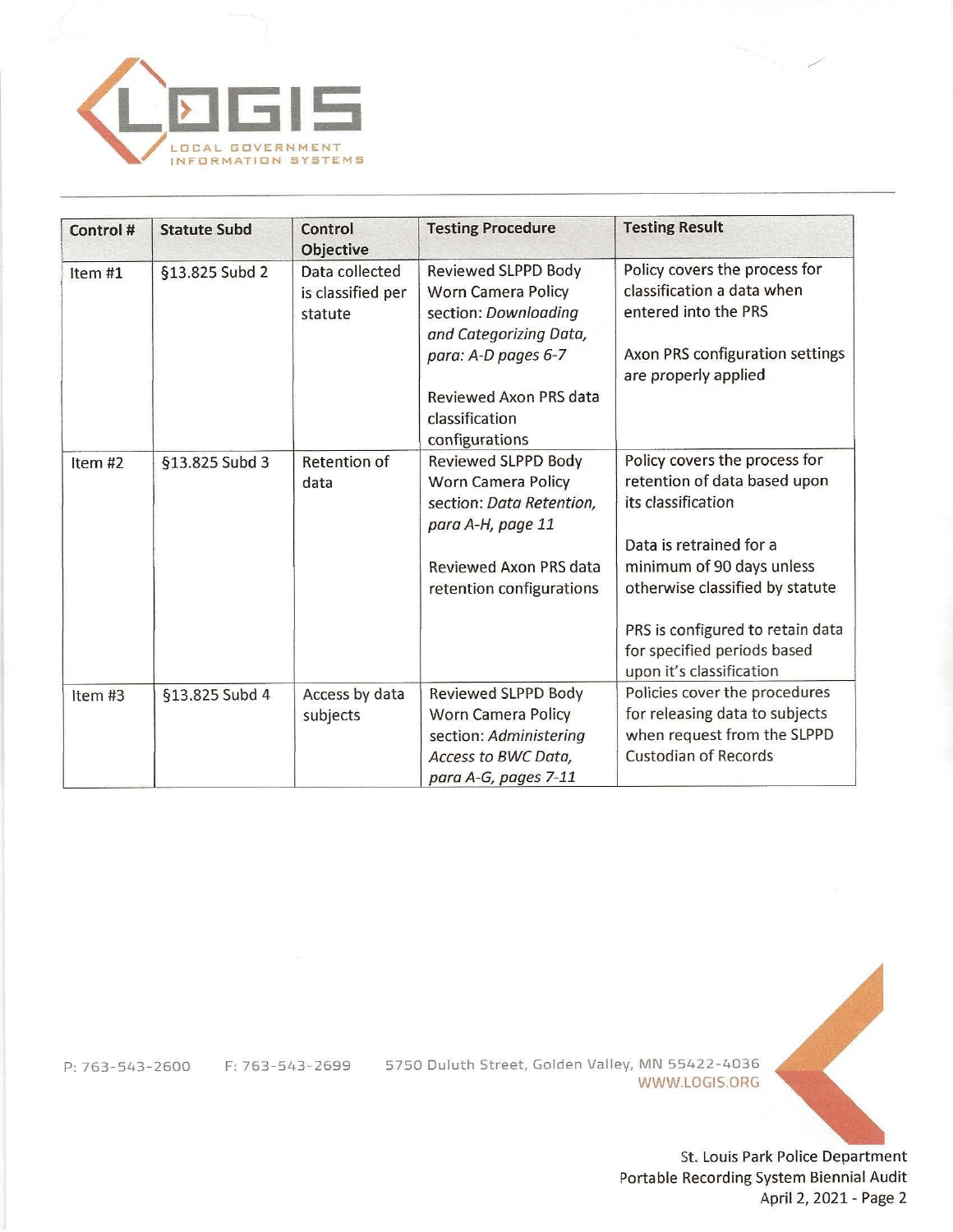| Control # | Statute Subd | Control Objective | Testing Procedure | Testing Result |
|---|---|---|---|---|
| Item #1 | §13.825 Subd 2 | Data collected is classified per statute | Reviewed SLPPD Body Worn Camera Policy section: *Downloading and Categorizing Data, para: A-D pages 6-7*<br><br>Reviewed Axon PRS data classification configurations | Policy covers the process for classification a data when entered into the PRS<br><br>Axon PRS configuration settings are properly applied |
| Item #2 | §13.825 Subd 3 | Retention of data | Reviewed SLPPD Body Worn Camera Policy section: *Data Retention, para A-H, page 11*<br><br>Reviewed Axon PRS data retention configurations | Policy covers the process for retention of data based upon its classification<br><br>Data is retrained for a minimum of 90 days unless otherwise classified by statute<br><br>PRS is configured to retain data for specified periods based upon it's classification |
| Item #3 | §13.825 Subd 4 | Access by data subjects | Reviewed SLPPD Body Worn Camera Policy section: *Administering Access to BWC Data, para A-G, pages 7-11* | Policies cover the procedures for releasing data to subjects when request from the SLPPD Custodian of Records |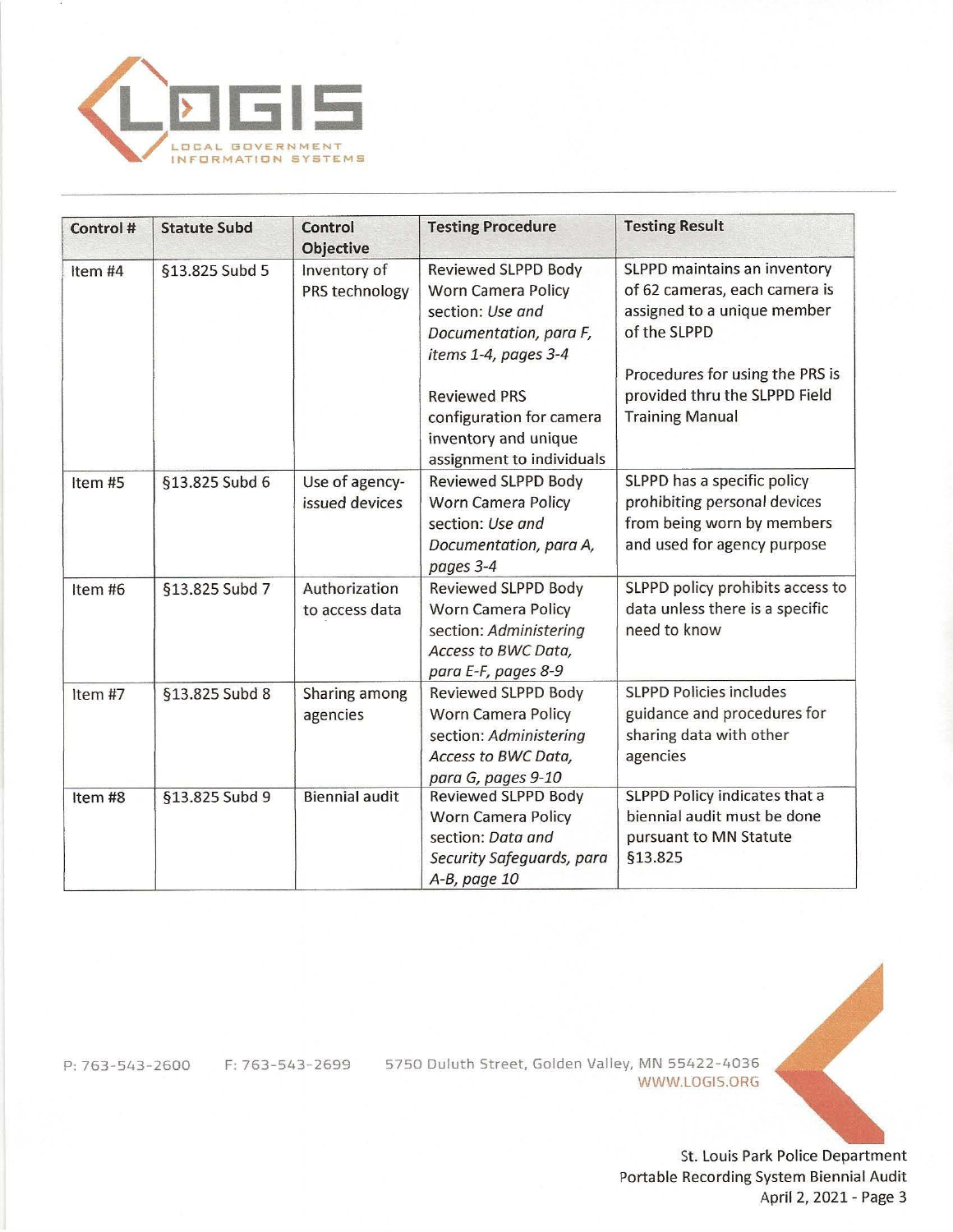| Control # | Statute Subd | Control Objective | Testing Procedure | Testing Result |
|---|---|---|---|---|
| Item #4 | §13.825 Subd 5 | Inventory of PRS technology | Reviewed SLPPD Body Worn Camera Policy section: *Use and Documentation, para F, items 1-4, pages 3-4*<br><br>Reviewed PRS configuration for camera inventory and unique assignment to individuals | SLPPD maintains an inventory of 62 cameras, each camera is assigned to a unique member of the SLPPD<br><br>Procedures for using the PRS is provided thru the SLPPD Field Training Manual |
| Item #5 | §13.825 Subd 6 | Use of agency-issued devices | Reviewed SLPPD Body Worn Camera Policy section: *Use and Documentation, para A, pages 3-4* | SLPPD has a specific policy prohibiting personal devices from being worn by members and used for agency purpose |
| Item #6 | §13.825 Subd 7 | Authorization to access data | Reviewed SLPPD Body Worn Camera Policy section: *Administering Access to BWC Data, para E-F, pages 8-9* | SLPPD policy prohibits access to data unless there is a specific need to know |
| Item #7 | §13.825 Subd 8 | Sharing among agencies | Reviewed SLPPD Body Worn Camera Policy section: *Administering Access to BWC Data, para G, pages 9-10* | SLPPD Policies includes guidance and procedures for sharing data with other agencies |
| Item #8 | §13.825 Subd 9 | Biennial audit | Reviewed SLPPD Body Worn Camera Policy section: *Data and Security Safeguards, para A-B, page 10* | SLPPD Policy indicates that a biennial audit must be done pursuant to MN Statute §13.825 |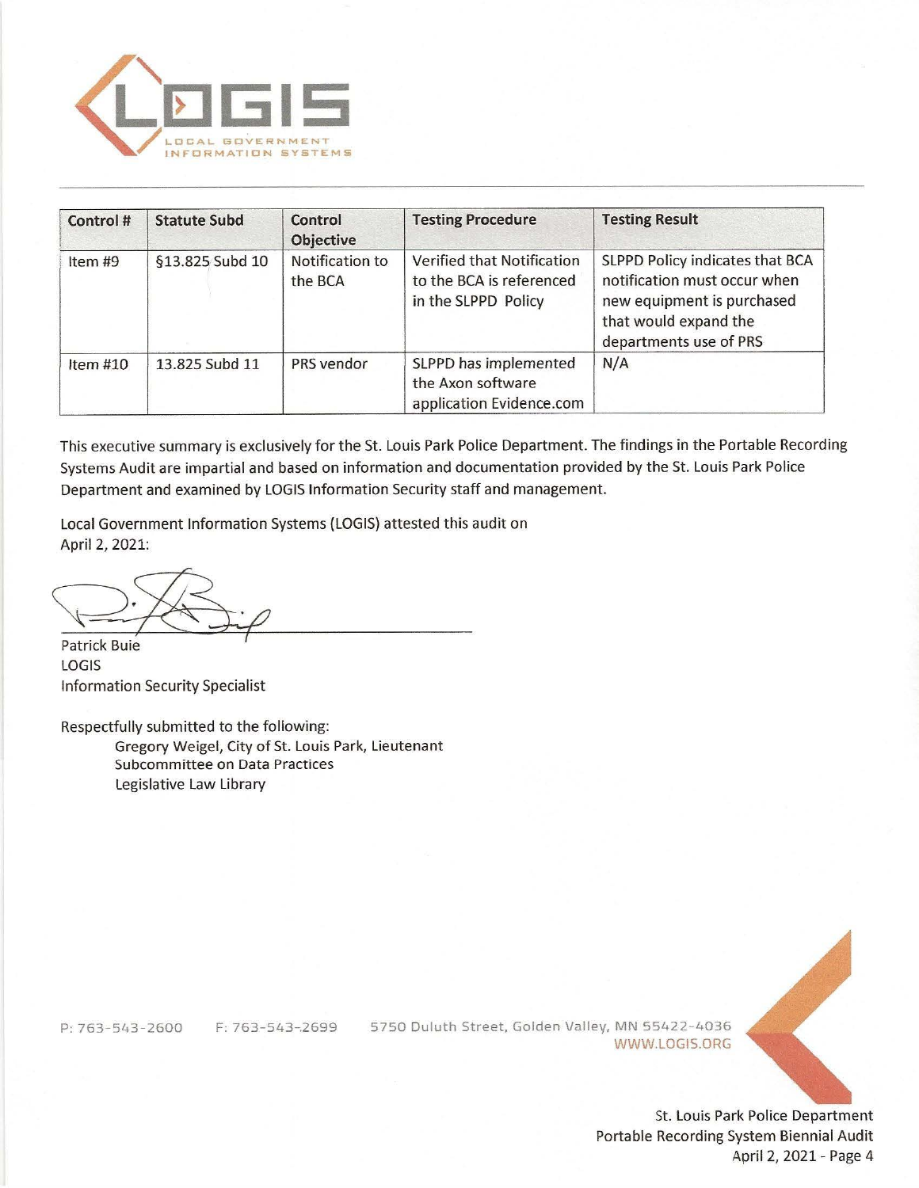| Control # | Statute Subd | Control Objective | Testing Procedure | Testing Result |
|---|---|---|---|---|
| Item #9 | §13.825 Subd 10 | Notification to the BCA | Verified that Notification to the BCA is referenced in the SLPPD Policy | SLPPD Policy indicates that BCA notification must occur when new equipment is purchased that would expand the departments use of PRS |
| Item #10 | 13.825 Subd 11 | PRS vendor | SLPPD has implemented the Axon software application Evidence.com | N/A |

This executive summary is exclusively for the St. Louis Park Police Department. The findings in the Portable Recording Systems Audit are impartial and based on information and documentation provided by the St. Louis Park Police Department and examined by LOGIS Information Security staff and management.

Local Government Information Systems (LOGIS) attested this audit on April 2, 2021:

Patrick Buie
LOGIS
Information Security Specialist

Respectfully submitted to the following:

Gregory Weigel, City of St. Louis Park, Lieutenant
Subcommittee on Data Practices
Legislative Law Library